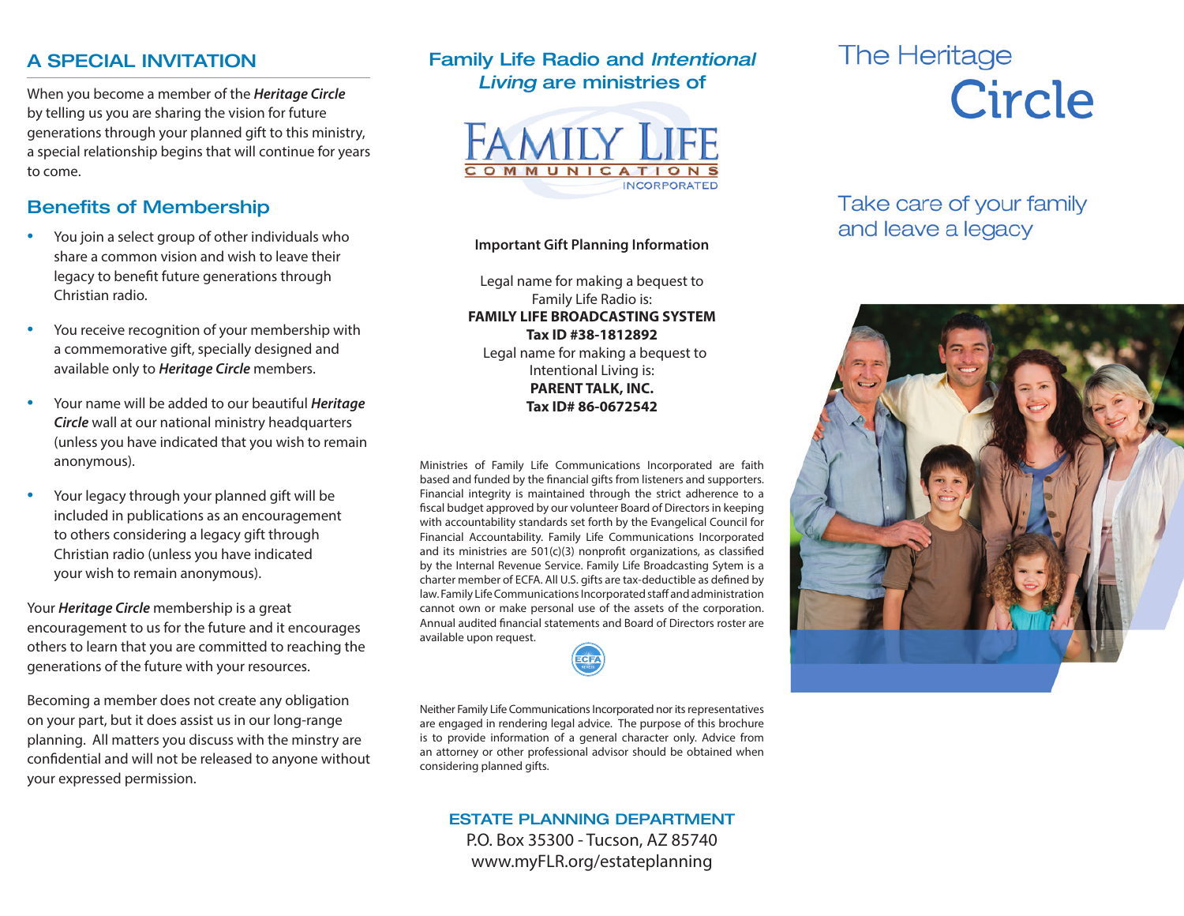## A SPECIAL INVITATION

When you become a member of the ***Heritage Circle*** by telling us you are sharing the vision for future generations through your planned gift to this ministry, a special relationship begins that will continue for years to come.

## Benefits of Membership

- You join a select group of other individuals who share a common vision and wish to leave their legacy to benefit future generations through Christian radio.
- You receive recognition of your membership with a commemorative gift, specially designed and available only to ***Heritage Circle*** members.
- Your name will be added to our beautiful ***Heritage Circle*** wall at our national ministry headquarters (unless you have indicated that you wish to remain anonymous).
- Your legacy through your planned gift will be included in publications as an encouragement to others considering a legacy gift through Christian radio (unless you have indicated your wish to remain anonymous).

Your ***Heritage Circle*** membership is a great encouragement to us for the future and it encourages others to learn that you are committed to reaching the generations of the future with your resources.

Becoming a member does not create any obligation on your part, but it does assist us in our long-range planning. All matters you discuss with the minstry are confidential and will not be released to anyone without your expressed permission.

## Family Life Radio and *Intentional Living* are ministries of

FAMILY LIFE COMMUNICATIONS INCORPORATED

**Important Gift Planning Information**

Legal name for making a bequest to Family Life Radio is:
**FAMILY LIFE BROADCASTING SYSTEM**
**Tax ID #38-1812892**
Legal name for making a bequest to Intentional Living is:
**PARENT TALK, INC.**
**Tax ID# 86-0672542**

Ministries of Family Life Communications Incorporated are faith based and funded by the financial gifts from listeners and supporters. Financial integrity is maintained through the strict adherence to a fiscal budget approved by our volunteer Board of Directors in keeping with accountability standards set forth by the Evangelical Council for Financial Accountability. Family Life Communications Incorporated and its ministries are 501(c)(3) nonprofit organizations, as classified by the Internal Revenue Service. Family Life Broadcasting Sytem is a charter member of ECFA. All U.S. gifts are tax-deductible as defined by law. Family Life Communications Incorporated staff and administration cannot own or make personal use of the assets of the corporation. Annual audited financial statements and Board of Directors roster are available upon request.

Neither Family Life Communications Incorporated nor its representatives are engaged in rendering legal advice. The purpose of this brochure is to provide information of a general character only. Advice from an attorney or other professional advisor should be obtained when considering planned gifts.

**ESTATE PLANNING DEPARTMENT**
P.O. Box 35300 - Tucson, AZ 85740
www.myFLR.org/estateplanning

# The Heritage Circle

## Take care of your family and leave a legacy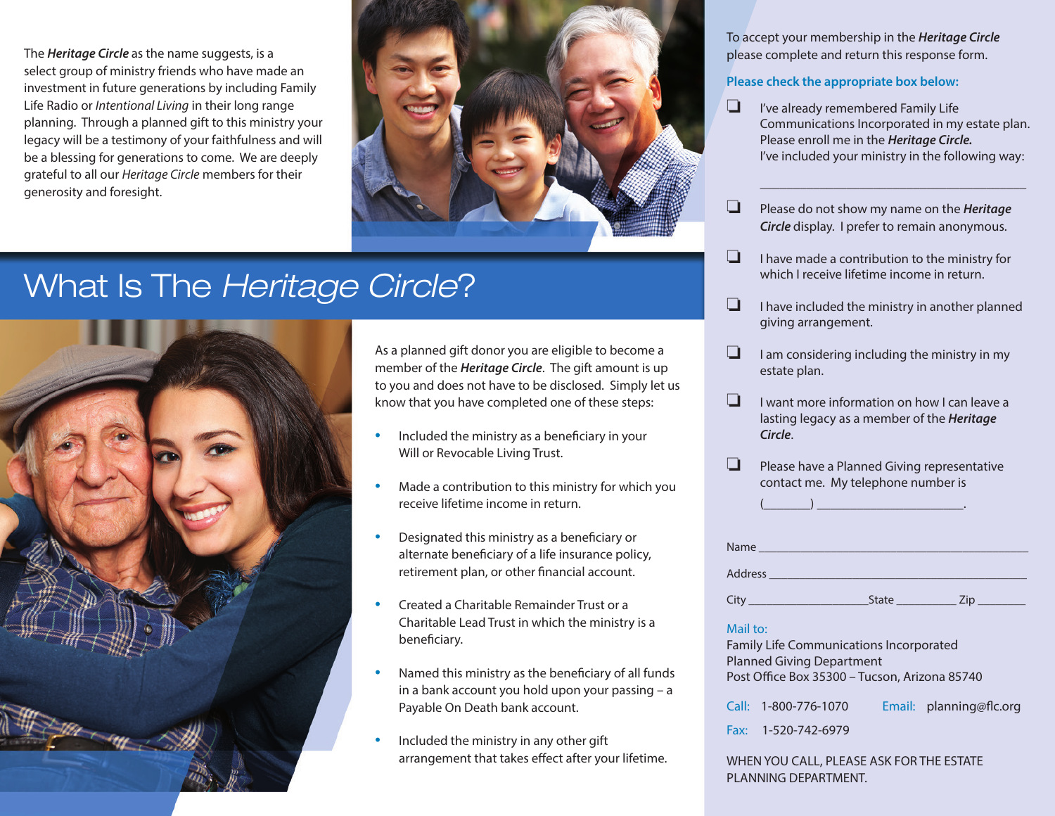The ***Heritage Circle*** as the name suggests, is a select group of ministry friends who have made an investment in future generations by including Family Life Radio or *Intentional Living* in their long range planning. Through a planned gift to this ministry your legacy will be a testimony of your faithfulness and will be a blessing for generations to come. We are deeply grateful to all our *Heritage Circle* members for their generosity and foresight.

# What Is The *Heritage Circle*?

As a planned gift donor you are eligible to become a member of the ***Heritage Circle***. The gift amount is up to you and does not have to be disclosed. Simply let us know that you have completed one of these steps:

- Included the ministry as a beneficiary in your Will or Revocable Living Trust.
- Made a contribution to this ministry for which you receive lifetime income in return.
- Designated this ministry as a beneficiary or alternate beneficiary of a life insurance policy, retirement plan, or other financial account.
- Created a Charitable Remainder Trust or a Charitable Lead Trust in which the ministry is a beneficiary.
- Named this ministry as the beneficiary of all funds in a bank account you hold upon your passing – a Payable On Death bank account.
- Included the ministry in any other gift arrangement that takes effect after your lifetime.

To accept your membership in the ***Heritage Circle*** please complete and return this response form.

**Please check the appropriate box below:**

- ❑ I've already remembered Family Life Communications Incorporated in my estate plan. Please enroll me in the ***Heritage Circle.*** I've included your ministry in the following way:

  ___________________________________________

- ❑ Please do not show my name on the ***Heritage Circle*** display. I prefer to remain anonymous.
- ❑ I have made a contribution to the ministry for which I receive lifetime income in return.
- ❑ I have included the ministry in another planned giving arrangement.
- ❑ I am considering including the ministry in my estate plan.
- ❑ I want more information on how I can leave a lasting legacy as a member of the ***Heritage Circle***.
- ❑ Please have a Planned Giving representative contact me. My telephone number is

  (_______) _____________________.

Name ___________________________________________

Address _________________________________________

City ___________________State __________ Zip ________

Mail to:
Family Life Communications Incorporated
Planned Giving Department
Post Office Box 35300 – Tucson, Arizona 85740

Call: 1-800-776-1070 Email: planning@flc.org

Fax: 1-520-742-6979

WHEN YOU CALL, PLEASE ASK FOR THE ESTATE PLANNING DEPARTMENT.